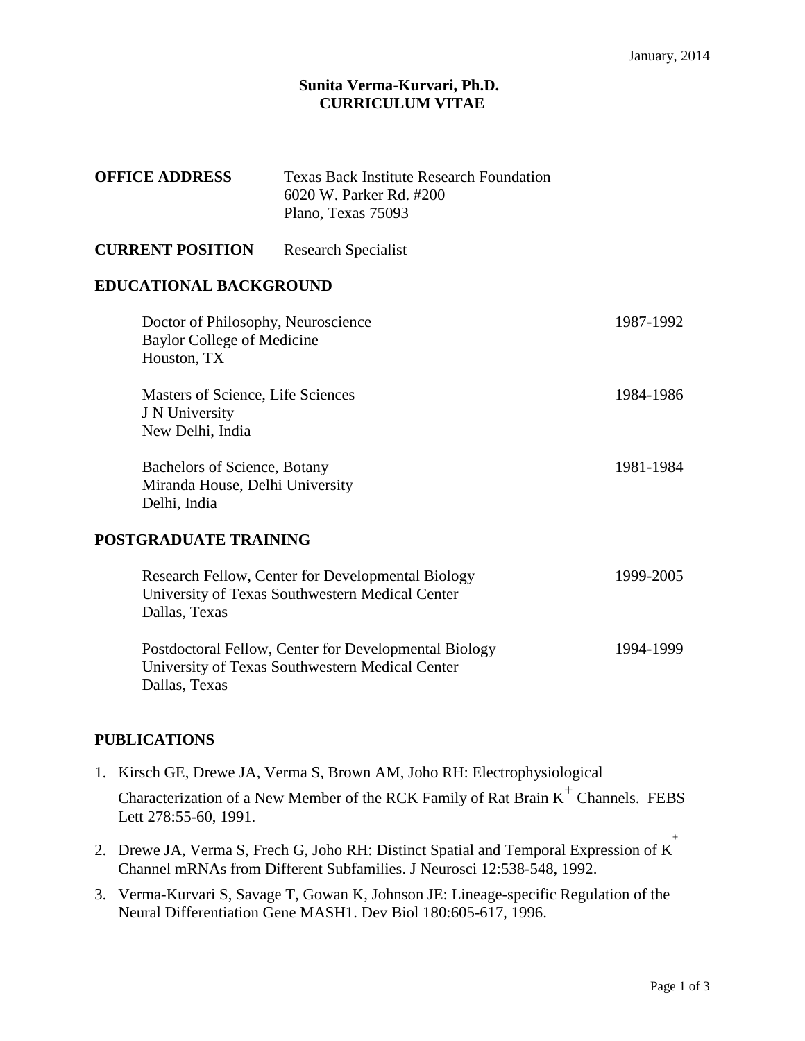January, 2014

# Sunita Verma-Kurvari, Ph.D.
# CURRICULUM VITAE

**OFFICE ADDRESS** Texas Back Institute Research Foundation
6020 W. Parker Rd. #200
Plano, Texas 75093

**CURRENT POSITION** Research Specialist

## EDUCATIONAL BACKGROUND

Doctor of Philosophy, Neuroscience — 1987-1992
Baylor College of Medicine
Houston, TX

Masters of Science, Life Sciences — 1984-1986
J N University
New Delhi, India

Bachelors of Science, Botany — 1981-1984
Miranda House, Delhi University
Delhi, India

## POSTGRADUATE TRAINING

Research Fellow, Center for Developmental Biology — 1999-2005
University of Texas Southwestern Medical Center
Dallas, Texas

Postdoctoral Fellow, Center for Developmental Biology — 1994-1999
University of Texas Southwestern Medical Center
Dallas, Texas

## PUBLICATIONS

1. Kirsch GE, Drewe JA, Verma S, Brown AM, Joho RH: Electrophysiological Characterization of a New Member of the RCK Family of Rat Brain $K^+$ Channels. FEBS Lett 278:55-60, 1991.
2. Drewe JA, Verma S, Frech G, Joho RH: Distinct Spatial and Temporal Expression of $K^+$ Channel mRNAs from Different Subfamilies. J Neurosci 12:538-548, 1992.
3. Verma-Kurvari S, Savage T, Gowan K, Johnson JE: Lineage-specific Regulation of the Neural Differentiation Gene MASH1. Dev Biol 180:605-617, 1996.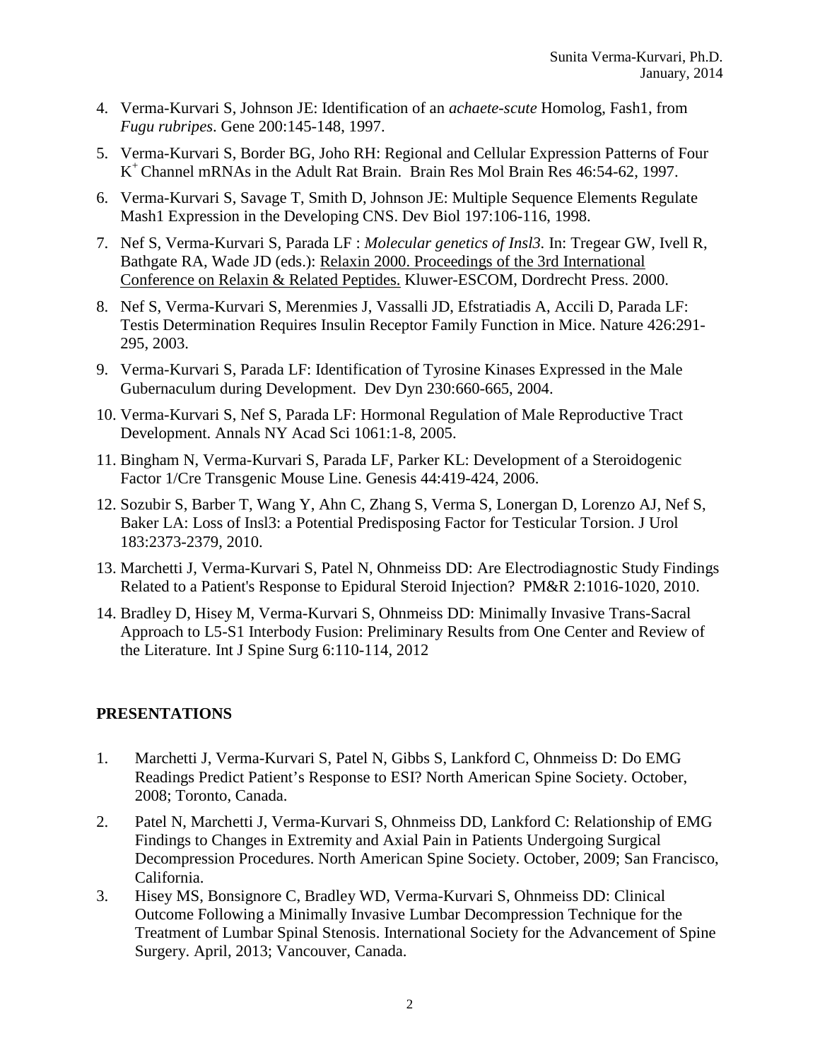4. Verma-Kurvari S, Johnson JE: Identification of an *achaete-scute* Homolog, Fash1, from *Fugu rubripes*. Gene 200:145-148, 1997.

5. Verma-Kurvari S, Border BG, Joho RH: Regional and Cellular Expression Patterns of Four $K^+$ Channel mRNAs in the Adult Rat Brain. Brain Res Mol Brain Res 46:54-62, 1997.

6. Verma-Kurvari S, Savage T, Smith D, Johnson JE: Multiple Sequence Elements Regulate Mash1 Expression in the Developing CNS. Dev Biol 197:106-116, 1998.

7. Nef S, Verma-Kurvari S, Parada LF : *Molecular genetics of Insl3.* In: Tregear GW, Ivell R, Bathgate RA, Wade JD (eds.): Relaxin 2000. Proceedings of the 3rd International Conference on Relaxin & Related Peptides. Kluwer-ESCOM, Dordrecht Press. 2000.

8. Nef S, Verma-Kurvari S, Merenmies J, Vassalli JD, Efstratiadis A, Accili D, Parada LF: Testis Determination Requires Insulin Receptor Family Function in Mice. Nature 426:291-295, 2003.

9. Verma-Kurvari S, Parada LF: Identification of Tyrosine Kinases Expressed in the Male Gubernaculum during Development. Dev Dyn 230:660-665, 2004.

10. Verma-Kurvari S, Nef S, Parada LF: Hormonal Regulation of Male Reproductive Tract Development. Annals NY Acad Sci 1061:1-8, 2005.

11. Bingham N, Verma-Kurvari S, Parada LF, Parker KL: Development of a Steroidogenic Factor 1/Cre Transgenic Mouse Line. Genesis 44:419-424, 2006.

12. Sozubir S, Barber T, Wang Y, Ahn C, Zhang S, Verma S, Lonergan D, Lorenzo AJ, Nef S, Baker LA: Loss of Insl3: a Potential Predisposing Factor for Testicular Torsion. J Urol 183:2373-2379, 2010.

13. Marchetti J, Verma-Kurvari S, Patel N, Ohnmeiss DD: Are Electrodiagnostic Study Findings Related to a Patient's Response to Epidural Steroid Injection? PM&R 2:1016-1020, 2010.

14. Bradley D, Hisey M, Verma-Kurvari S, Ohnmeiss DD: Minimally Invasive Trans-Sacral Approach to L5-S1 Interbody Fusion: Preliminary Results from One Center and Review of the Literature. Int J Spine Surg 6:110-114, 2012

## PRESENTATIONS

1. Marchetti J, Verma-Kurvari S, Patel N, Gibbs S, Lankford C, Ohnmeiss D: Do EMG Readings Predict Patient's Response to ESI? North American Spine Society. October, 2008; Toronto, Canada.

2. Patel N, Marchetti J, Verma-Kurvari S, Ohnmeiss DD, Lankford C: Relationship of EMG Findings to Changes in Extremity and Axial Pain in Patients Undergoing Surgical Decompression Procedures. North American Spine Society. October, 2009; San Francisco, California.

3. Hisey MS, Bonsignore C, Bradley WD, Verma-Kurvari S, Ohnmeiss DD: Clinical Outcome Following a Minimally Invasive Lumbar Decompression Technique for the Treatment of Lumbar Spinal Stenosis. International Society for the Advancement of Spine Surgery. April, 2013; Vancouver, Canada.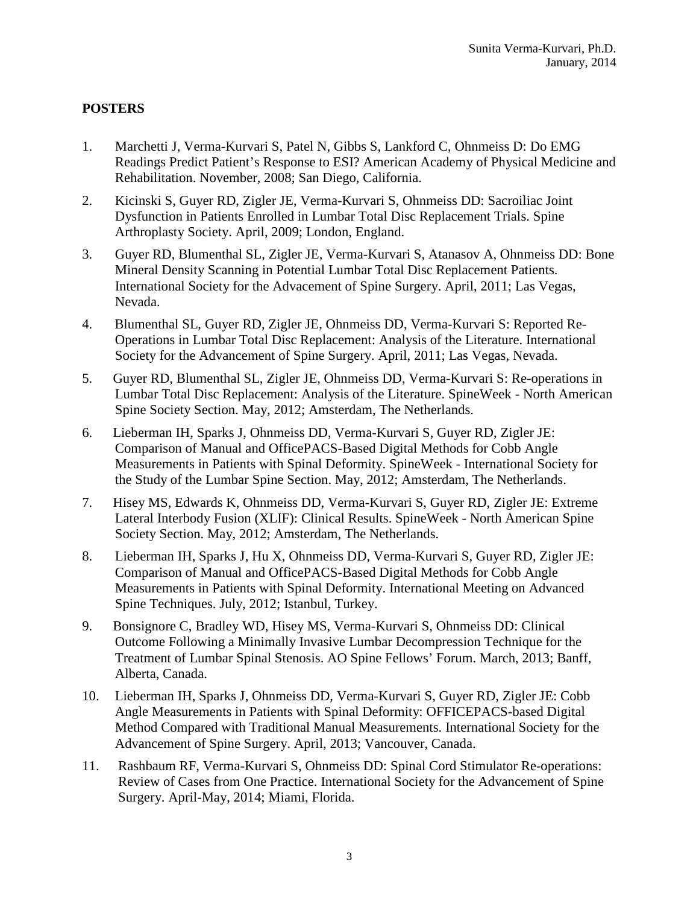## POSTERS

1. Marchetti J, Verma-Kurvari S, Patel N, Gibbs S, Lankford C, Ohnmeiss D: Do EMG Readings Predict Patient's Response to ESI? American Academy of Physical Medicine and Rehabilitation. November, 2008; San Diego, California.

2. Kicinski S, Guyer RD, Zigler JE, Verma-Kurvari S, Ohnmeiss DD: Sacroiliac Joint Dysfunction in Patients Enrolled in Lumbar Total Disc Replacement Trials. Spine Arthroplasty Society. April, 2009; London, England.

3. Guyer RD, Blumenthal SL, Zigler JE, Verma-Kurvari S, Atanasov A, Ohnmeiss DD: Bone Mineral Density Scanning in Potential Lumbar Total Disc Replacement Patients. International Society for the Advacement of Spine Surgery. April, 2011; Las Vegas, Nevada.

4. Blumenthal SL, Guyer RD, Zigler JE, Ohnmeiss DD, Verma-Kurvari S: Reported Re-Operations in Lumbar Total Disc Replacement: Analysis of the Literature. International Society for the Advancement of Spine Surgery. April, 2011; Las Vegas, Nevada.

5. Guyer RD, Blumenthal SL, Zigler JE, Ohnmeiss DD, Verma-Kurvari S: Re-operations in Lumbar Total Disc Replacement: Analysis of the Literature. SpineWeek - North American Spine Society Section. May, 2012; Amsterdam, The Netherlands.

6. Lieberman IH, Sparks J, Ohnmeiss DD, Verma-Kurvari S, Guyer RD, Zigler JE: Comparison of Manual and OfficePACS-Based Digital Methods for Cobb Angle Measurements in Patients with Spinal Deformity. SpineWeek - International Society for the Study of the Lumbar Spine Section. May, 2012; Amsterdam, The Netherlands.

7. Hisey MS, Edwards K, Ohnmeiss DD, Verma-Kurvari S, Guyer RD, Zigler JE: Extreme Lateral Interbody Fusion (XLIF): Clinical Results. SpineWeek - North American Spine Society Section. May, 2012; Amsterdam, The Netherlands.

8. Lieberman IH, Sparks J, Hu X, Ohnmeiss DD, Verma-Kurvari S, Guyer RD, Zigler JE: Comparison of Manual and OfficePACS-Based Digital Methods for Cobb Angle Measurements in Patients with Spinal Deformity. International Meeting on Advanced Spine Techniques. July, 2012; Istanbul, Turkey.

9. Bonsignore C, Bradley WD, Hisey MS, Verma-Kurvari S, Ohnmeiss DD: Clinical Outcome Following a Minimally Invasive Lumbar Decompression Technique for the Treatment of Lumbar Spinal Stenosis. AO Spine Fellows' Forum. March, 2013; Banff, Alberta, Canada.

10. Lieberman IH, Sparks J, Ohnmeiss DD, Verma-Kurvari S, Guyer RD, Zigler JE: Cobb Angle Measurements in Patients with Spinal Deformity: OFFICEPACS-based Digital Method Compared with Traditional Manual Measurements. International Society for the Advancement of Spine Surgery. April, 2013; Vancouver, Canada.

11. Rashbaum RF, Verma-Kurvari S, Ohnmeiss DD: Spinal Cord Stimulator Re-operations: Review of Cases from One Practice. International Society for the Advancement of Spine Surgery. April-May, 2014; Miami, Florida.